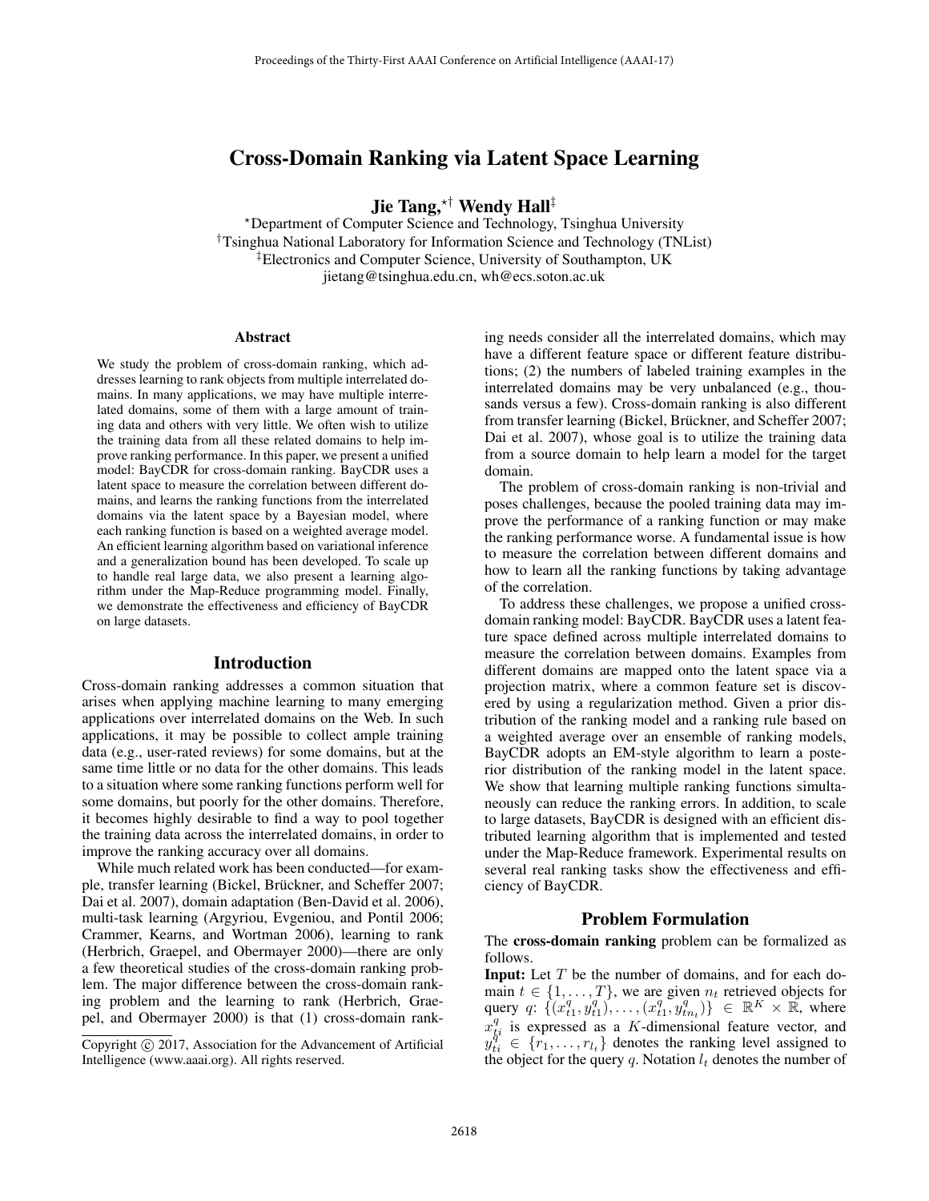# Cross-Domain Ranking via Latent Space Learning

**Jie Tang,**[*†] **Wendy Hall**[‡]

[*]Department of Computer Science and Technology, Tsinghua University
[†]Tsinghua National Laboratory for Information Science and Technology (TNList)
[‡]Electronics and Computer Science, University of Southampton, UK
jietang@tsinghua.edu.cn, wh@ecs.soton.ac.uk

### Abstract

We study the problem of cross-domain ranking, which addresses learning to rank objects from multiple interrelated domains. In many applications, we may have multiple interrelated domains, some of them with a large amount of training data and others with very little. We often wish to utilize the training data from all these related domains to help improve ranking performance. In this paper, we present a unified model: BayCDR for cross-domain ranking. BayCDR uses a latent space to measure the correlation between different domains, and learns the ranking functions from the interrelated domains via the latent space by a Bayesian model, where each ranking function is based on a weighted average model. An efficient learning algorithm based on variational inference and a generalization bound has been developed. To scale up to handle real large data, we also present a learning algorithm under the Map-Reduce programming model. Finally, we demonstrate the effectiveness and efficiency of BayCDR on large datasets.

## Introduction

Cross-domain ranking addresses a common situation that arises when applying machine learning to many emerging applications over interrelated domains on the Web. In such applications, it may be possible to collect ample training data (e.g., user-rated reviews) for some domains, but at the same time little or no data for the other domains. This leads to a situation where some ranking functions perform well for some domains, but poorly for the other domains. Therefore, it becomes highly desirable to find a way to pool together the training data across the interrelated domains, in order to improve the ranking accuracy over all domains.

While much related work has been conducted—for example, transfer learning (Bickel, Brückner, and Scheffer 2007; Dai et al. 2007), domain adaptation (Ben-David et al. 2006), multi-task learning (Argyriou, Evgeniou, and Pontil 2006; Crammer, Kearns, and Wortman 2006), learning to rank (Herbrich, Graepel, and Obermayer 2000)—there are only a few theoretical studies of the cross-domain ranking problem. The major difference between the cross-domain ranking problem and the learning to rank (Herbrich, Graepel, and Obermayer 2000) is that (1) cross-domain ranking needs consider all the interrelated domains, which may have a different feature space or different feature distributions; (2) the numbers of labeled training examples in the interrelated domains may be very unbalanced (e.g., thousands versus a few). Cross-domain ranking is also different from transfer learning (Bickel, Brückner, and Scheffer 2007; Dai et al. 2007), whose goal is to utilize the training data from a source domain to help learn a model for the target domain.

The problem of cross-domain ranking is non-trivial and poses challenges, because the pooled training data may improve the performance of a ranking function or may make the ranking performance worse. A fundamental issue is how to measure the correlation between different domains and how to learn all the ranking functions by taking advantage of the correlation.

To address these challenges, we propose a unified cross-domain ranking model: BayCDR. BayCDR uses a latent feature space defined across multiple interrelated domains to measure the correlation between domains. Examples from different domains are mapped onto the latent space via a projection matrix, where a common feature set is discovered by using a regularization method. Given a prior distribution of the ranking model and a ranking rule based on a weighted average over an ensemble of ranking models, BayCDR adopts an EM-style algorithm to learn a posterior distribution of the ranking model in the latent space. We show that learning multiple ranking functions simultaneously can reduce the ranking errors. In addition, to scale to large datasets, BayCDR is designed with an efficient distributed learning algorithm that is implemented and tested under the Map-Reduce framework. Experimental results on several real ranking tasks show the effectiveness and efficiency of BayCDR.

## Problem Formulation

The **cross-domain ranking** problem can be formalized as follows.

**Input:** Let $T$ be the number of domains, and for each domain $t \in \{1, \ldots, T\}$, we are given $n_t$ retrieved objects for query $q$: $\{(x^q_{t1}, y^q_{t1}), \ldots, (x^q_{t1}, y^q_{tn_t})\} \in \mathbb{R}^K \times \mathbb{R}$, where $x^q_{ti}$ is expressed as a $K$-dimensional feature vector, and $y^q_{ti} \in \{r_1, \ldots, r_{l_t}\}$ denotes the ranking level assigned to the object for the query $q$. Notation $l_t$ denotes the number of

Copyright © 2017, Association for the Advancement of Artificial Intelligence (www.aaai.org). All rights reserved.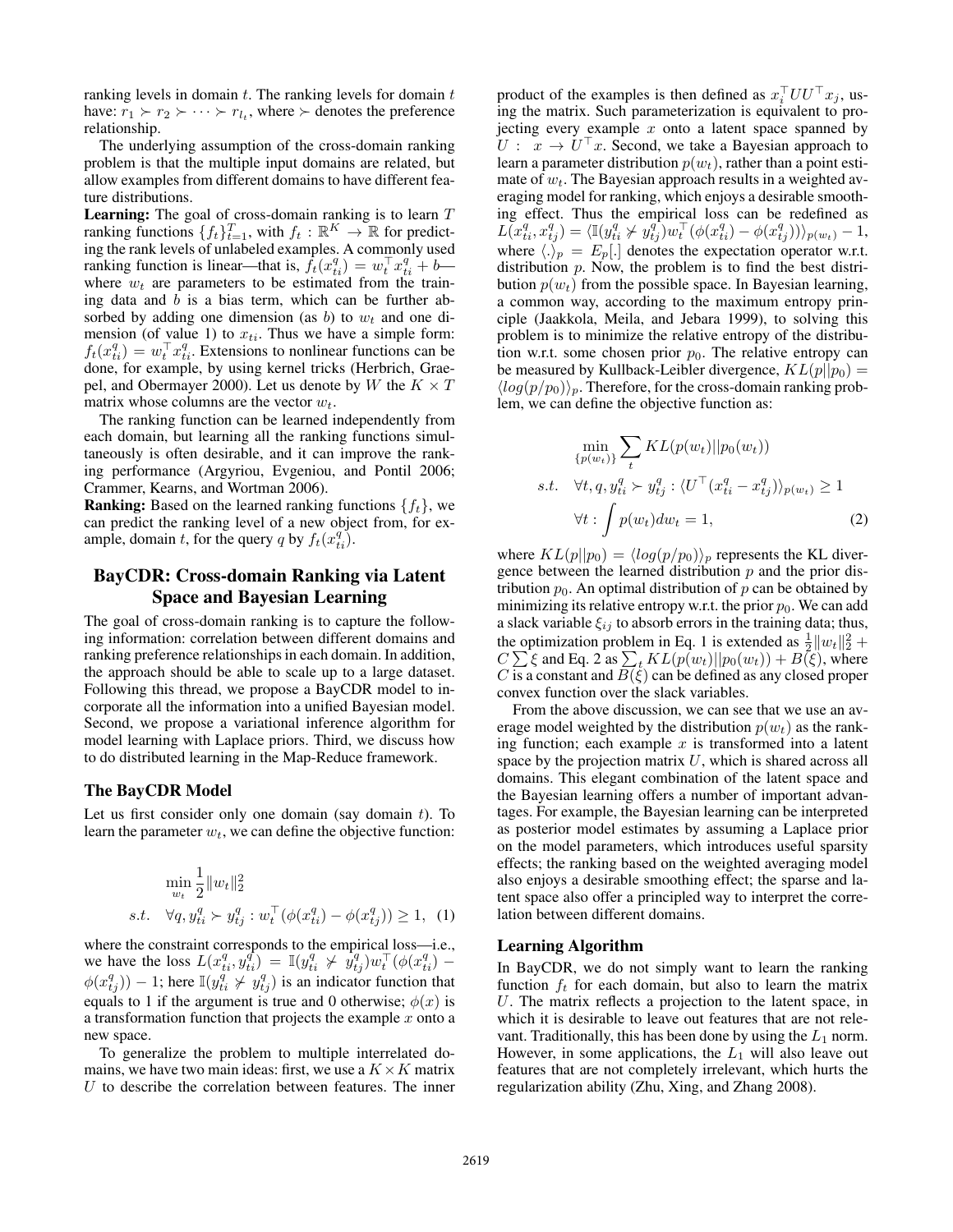ranking levels in domain $t$. The ranking levels for domain $t$ have: $r_1 \succ r_2 \succ \cdots \succ r_{l_t}$, where $\succ$ denotes the preference relationship.

The underlying assumption of the cross-domain ranking problem is that the multiple input domains are related, but allow examples from different domains to have different feature distributions.

**Learning:** The goal of cross-domain ranking is to learn $T$ ranking functions $\{f_t\}_{t=1}^T$, with $f_t : \mathbb{R}^K \to \mathbb{R}$ for predicting the rank levels of unlabeled examples. A commonly used ranking function is linear—that is, $f_t(x_{ti}^q) = w_t^\top x_{ti}^q + b$—where $w_t$ are parameters to be estimated from the training data and $b$ is a bias term, which can be further absorbed by adding one dimension (as $b$) to $w_t$ and one dimension (of value 1) to $x_{ti}$. Thus we have a simple form: $f_t(x_{ti}^q) = w_t^\top x_{ti}^q$. Extensions to nonlinear functions can be done, for example, by using kernel tricks (Herbrich, Graepel, and Obermayer 2000). Let us denote by $W$ the $K \times T$ matrix whose columns are the vector $w_t$.

The ranking function can be learned independently from each domain, but learning all the ranking functions simultaneously is often desirable, and it can improve the ranking performance (Argyriou, Evgeniou, and Pontil 2006; Crammer, Kearns, and Wortman 2006).

**Ranking:** Based on the learned ranking functions $\{f_t\}$, we can predict the ranking level of a new object from, for example, domain $t$, for the query $q$ by $f_t(x_{ti}^q)$.

## BayCDR: Cross-domain Ranking via Latent Space and Bayesian Learning

The goal of cross-domain ranking is to capture the following information: correlation between different domains and ranking preference relationships in each domain. In addition, the approach should be able to scale up to a large dataset. Following this thread, we propose a BayCDR model to incorporate all the information into a unified Bayesian model. Second, we propose a variational inference algorithm for model learning with Laplace priors. Third, we discuss how to do distributed learning in the Map-Reduce framework.

### The BayCDR Model

Let us first consider only one domain (say domain $t$). To learn the parameter $w_t$, we can define the objective function:

$$\min_{w_t} \frac{1}{2}\|w_t\|_2^2$$
$$s.t. \quad \forall q, y_{ti}^q \succ y_{tj}^q : w_t^\top(\phi(x_{ti}^q) - \phi(x_{tj}^q)) \geq 1, \quad (1)$$

where the constraint corresponds to the empirical loss—i.e., we have the loss $L(x_{ti}^q, y_{ti}^q) = \mathbb{I}(y_{ti}^q \not\succ y_{tj}^q)w_t^\top(\phi(x_{ti}^q) - \phi(x_{tj}^q)) - 1$; here $\mathbb{I}(y_{ti}^q \not\succ y_{tj}^q)$ is an indicator function that equals to 1 if the argument is true and 0 otherwise; $\phi(x)$ is a transformation function that projects the example $x$ onto a new space.

To generalize the problem to multiple interrelated domains, we have two main ideas: first, we use a $K \times K$ matrix $U$ to describe the correlation between features. The inner product of the examples is then defined as $x_i^\top UU^\top x_j$, using the matrix. Such parameterization is equivalent to projecting every example $x$ onto a latent space spanned by $U$ : $x \to U^\top x$. Second, we take a Bayesian approach to learn a parameter distribution $p(w_t)$, rather than a point estimate of $w_t$. The Bayesian approach results in a weighted averaging model for ranking, which enjoys a desirable smoothing effect. Thus the empirical loss can be redefined as $L(x_{ti}^q, x_{tj}^q) = \langle \mathbb{I}(y_{ti}^q \not\succ y_{tj}^q)w_t^\top(\phi(x_{ti}^q) - \phi(x_{tj}^q))\rangle_{p(w_t)} - 1$, where $\langle . \rangle_p = E_p[.]$ denotes the expectation operator w.r.t. distribution $p$. Now, the problem is to find the best distribution $p(w_t)$ from the possible space. In Bayesian learning, a common way, according to the maximum entropy principle (Jaakkola, Meila, and Jebara 1999), to solving this problem is to minimize the relative entropy of the distribution w.r.t. some chosen prior $p_0$. The relative entropy can be measured by Kullback-Leibler divergence, $KL(p||p_0) = \langle log(p/p_0)\rangle_p$. Therefore, for the cross-domain ranking problem, we can define the objective function as:

$$\min_{\{p(w_t)\}} \sum_t KL(p(w_t)||p_0(w_t))$$
$$s.t. \quad \forall t, q, y_{ti}^q \succ y_{tj}^q : \langle U^\top(x_{ti}^q - x_{tj}^q)\rangle_{p(w_t)} \geq 1$$
$$\forall t : \int p(w_t)dw_t = 1, \quad (2)$$

where $KL(p||p_0) = \langle log(p/p_0)\rangle_p$ represents the KL divergence between the learned distribution $p$ and the prior distribution $p_0$. An optimal distribution of $p$ can be obtained by minimizing its relative entropy w.r.t. the prior $p_0$. We can add a slack variable $\xi_{ij}$ to absorb errors in the training data; thus, the optimization problem in Eq. 1 is extended as $\frac{1}{2}\|w_t\|_2^2 + C\sum\xi$ and Eq. 2 as $\sum_t KL(p(w_t)||p_0(w_t)) + B(\xi)$, where $C$ is a constant and $B(\xi)$ can be defined as any closed proper convex function over the slack variables.

From the above discussion, we can see that we use an average model weighted by the distribution $p(w_t)$ as the ranking function; each example $x$ is transformed into a latent space by the projection matrix $U$, which is shared across all domains. This elegant combination of the latent space and the Bayesian learning offers a number of important advantages. For example, the Bayesian learning can be interpreted as posterior model estimates by assuming a Laplace prior on the model parameters, which introduces useful sparsity effects; the ranking based on the weighted averaging model also enjoys a desirable smoothing effect; the sparse and latent space also offer a principled way to interpret the correlation between different domains.

### Learning Algorithm

In BayCDR, we do not simply want to learn the ranking function $f_t$ for each domain, but also to learn the matrix $U$. The matrix reflects a projection to the latent space, in which it is desirable to leave out features that are not relevant. Traditionally, this has been done by using the $L_1$ norm. However, in some applications, the $L_1$ will also leave out features that are not completely irrelevant, which hurts the regularization ability (Zhu, Xing, and Zhang 2008).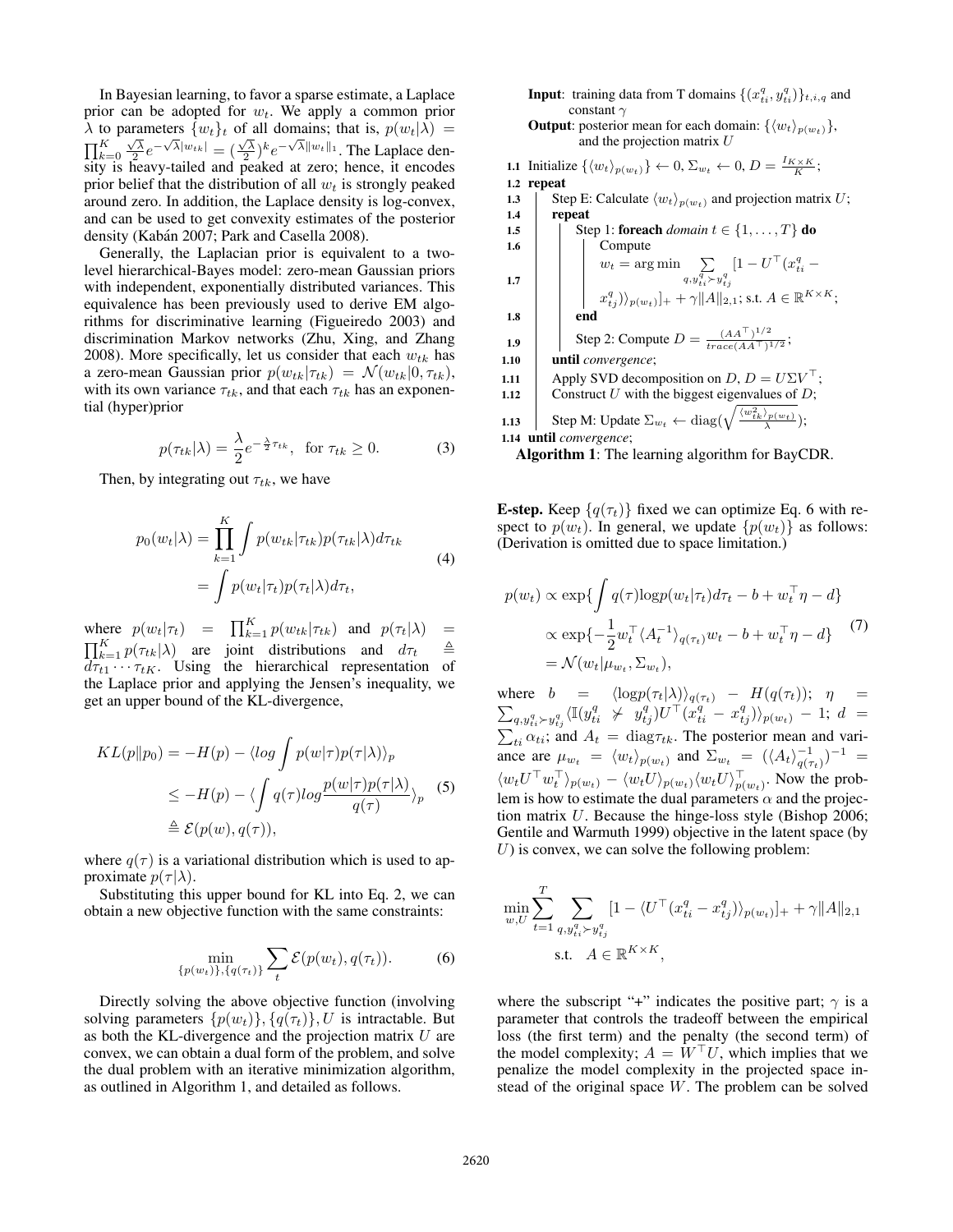In Bayesian learning, to favor a sparse estimate, a Laplace prior can be adopted for $w_t$. We apply a common prior $\lambda$ to parameters $\{w_t\}_t$ of all domains; that is, $p(w_t|\lambda) = \prod_{k=0}^{K} \frac{\sqrt{\lambda}}{2} e^{-\sqrt{\lambda}|w_{tk}|} = (\frac{\sqrt{\lambda}}{2})^k e^{-\sqrt{\lambda}\|w_t\|_1}$. The Laplace density is heavy-tailed and peaked at zero; hence, it encodes prior belief that the distribution of all $w_t$ is strongly peaked around zero. In addition, the Laplace density is log-convex, and can be used to get convexity estimates of the posterior density (Kabán 2007; Park and Casella 2008).

Generally, the Laplacian prior is equivalent to a two-level hierarchical-Bayes model: zero-mean Gaussian priors with independent, exponentially distributed variances. This equivalence has been previously used to derive EM algorithms for discriminative learning (Figueiredo 2003) and discrimination Markov networks (Zhu, Xing, and Zhang 2008). More specifically, let us consider that each $w_{tk}$ has a zero-mean Gaussian prior $p(w_{tk}|\tau_{tk}) = \mathcal{N}(w_{tk}|0, \tau_{tk})$, with its own variance $\tau_{tk}$, and that each $\tau_{tk}$ has an exponential (hyper)prior

$$p(\tau_{tk}|\lambda) = \frac{\lambda}{2} e^{-\frac{\lambda}{2}\tau_{tk}}, \quad \text{for } \tau_{tk} \geq 0. \tag{3}$$

Then, by integrating out $\tau_{tk}$, we have

$$\begin{aligned} p_0(w_t|\lambda) &= \prod_{k=1}^{K} \int p(w_{tk}|\tau_{tk}) p(\tau_{tk}|\lambda) d\tau_{tk} \\ &= \int p(w_t|\tau_t) p(\tau_t|\lambda) d\tau_t, \end{aligned} \tag{4}$$

where $p(w_t|\tau_t) = \prod_{k=1}^{K} p(w_{tk}|\tau_{tk})$ and $p(\tau_t|\lambda) = \prod_{k=1}^{K} p(\tau_{tk}|\lambda)$ are joint distributions and $d\tau_t \triangleq d\tau_{t1} \cdots \tau_{tK}$. Using the hierarchical representation of the Laplace prior and applying the Jensen's inequality, we get an upper bound of the KL-divergence,

$$\begin{aligned} KL(p\|p_0) &= -H(p) - \langle log \int p(w|\tau) p(\tau|\lambda) \rangle_p \\ &\leq -H(p) - \langle \int q(\tau) log \frac{p(w|\tau) p(\tau|\lambda)}{q(\tau)} \rangle_p \\ &\triangleq \mathcal{E}(p(w), q(\tau)), \end{aligned} \tag{5}$$

where $q(\tau)$ is a variational distribution which is used to approximate $p(\tau|\lambda)$.

Substituting this upper bound for KL into Eq. 2, we can obtain a new objective function with the same constraints:

$$\min_{\{p(w_t)\}, \{q(\tau_t)\}} \sum_t \mathcal{E}(p(w_t), q(\tau_t)). \tag{6}$$

Directly solving the above objective function (involving solving parameters $\{p(w_t)\}, \{q(\tau_t)\}, U$ is intractable. But as both the KL-divergence and the projection matrix $U$ are convex, we can obtain a dual form of the problem, and solve the dual problem with an iterative minimization algorithm, as outlined in Algorithm 1, and detailed as follows.

**Input**: training data from T domains $\{(x_{ti}^q, y_{ti}^q)\}_{t,i,q}$ and constant $\gamma$
**Output**: posterior mean for each domain: $\{\langle w_t \rangle_{p(w_t)}\}$, and the projection matrix $U$

```
1.1  Initialize {⟨w_t⟩_p(w_t)} ← 0, Σ_wt ← 0, D = I_{K×K}/K;
1.2  repeat
1.3      Step E: Calculate ⟨w_t⟩_p(w_t) and projection matrix U;
1.4      repeat
1.5          Step 1: foreach domain t ∈ {1, ..., T} do
1.6              Compute
1.7              w_t = arg min Σ_{q, y_ti^q ≻ y_tj^q} [1 − U^T(x_ti^q − x_tj^q)⟩_p(w_t)]_+ + γ‖A‖_{2,1}; s.t. A ∈ R^{K×K};
1.8          end
1.9          Step 2: Compute D = (AA^T)^{1/2} / trace(AA^T)^{1/2};
1.10     until convergence;
1.11     Apply SVD decomposition on D, D = UΣV^T;
1.12     Construct U with the biggest eigenvalues of D;
1.13     Step M: Update Σ_wt ← diag(sqrt(⟨w_tk^2⟩_p(w_t) / λ));
1.14 until convergence;
```

**Algorithm 1**: The learning algorithm for BayCDR.

**E-step.** Keep $\{q(\tau_t)\}$ fixed we can optimize Eq. 6 with respect to $p(w_t)$. In general, we update $\{p(w_t)\}$ as follows: (Derivation is omitted due to space limitation.)

$$\begin{aligned} p(w_t) &\propto \exp\{\int q(\tau) \text{log} p(w_t|\tau_t) d\tau_t - b + w_t^\top \eta - d\} \\ &\propto \exp\{-\frac{1}{2} w_t^\top \langle A_t^{-1} \rangle_{q(\tau_t)} w_t - b + w_t^\top \eta - d\} \\ &= \mathcal{N}(w_t|\mu_{w_t}, \Sigma_{w_t}), \end{aligned} \tag{7}$$

where $b = \langle \text{log} p(\tau_t|\lambda) \rangle_{q(\tau_t)} - H(q(\tau_t))$; $\eta = \sum_{q, y_{ti}^q \succ y_{tj}^q} \langle \mathbb{I}(y_{ti}^q \not\succ y_{tj}^q) U^\top (x_{ti}^q - x_{tj}^q) \rangle_{p(w_t)} - 1$; $d = \sum_{ti} \alpha_{ti}$; and $A_t = \text{diag} \tau_{tk}$. The posterior mean and variance are $\mu_{w_t} = \langle w_t \rangle_{p(w_t)}$ and $\Sigma_{w_t} = (\langle A_t \rangle_{q(\tau_t)}^{-1})^{-1} = \langle w_t U^\top w_t^\top \rangle_{p(w_t)} - \langle w_t U \rangle_{p(w_t)} \langle w_t U \rangle_{p(w_t)}^\top$. Now the problem is how to estimate the dual parameters $\alpha$ and the projection matrix $U$. Because the hinge-loss style (Bishop 2006; Gentile and Warmuth 1999) objective in the latent space (by $U$) is convex, we can solve the following problem:

$$\begin{aligned} \min_{w,U} \sum_{t=1}^{T} \sum_{q, y_{ti}^q \succ y_{tj}^q} [1 - \langle U^\top (x_{ti}^q - x_{tj}^q) \rangle_{p(w_t)}]_+ + \gamma \|A\|_{2,1} \\ \text{s.t.} \quad A \in \mathbb{R}^{K \times K}, \end{aligned}$$

where the subscript "+" indicates the positive part; $\gamma$ is a parameter that controls the tradeoff between the empirical loss (the first term) and the penalty (the second term) of the model complexity; $A = W^\top U$, which implies that we penalize the model complexity in the projected space instead of the original space $W$. The problem can be solved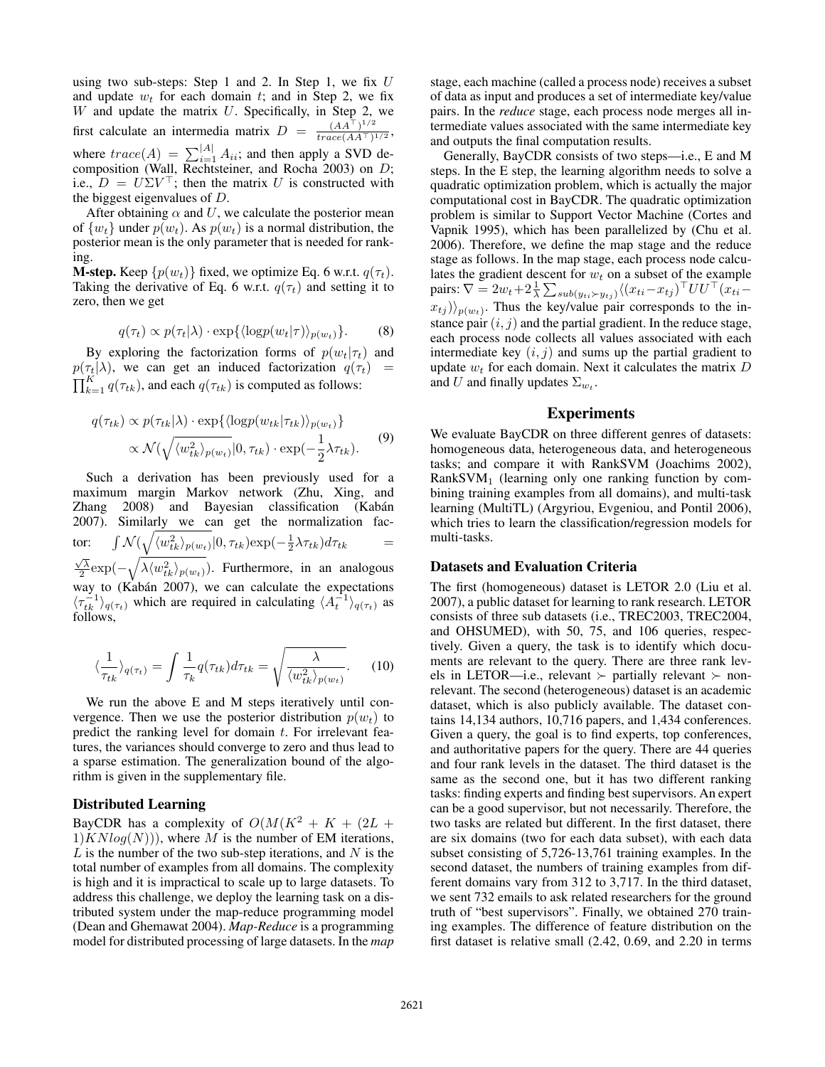using two sub-steps: Step 1 and 2. In Step 1, we fix $U$ and update $w_t$ for each domain $t$; and in Step 2, we fix $W$ and update the matrix $U$. Specifically, in Step 2, we first calculate an intermedia matrix $D = \frac{(AA^\top)^{1/2}}{trace(AA^\top)^{1/2}}$, where $trace(A) = \sum_{i=1}^{|A|} A_{ii}$; and then apply a SVD decomposition (Wall, Rechtsteiner, and Rocha 2003) on $D$; i.e., $D = U\Sigma V^\top$; then the matrix $U$ is constructed with the biggest eigenvalues of $D$.

After obtaining $\alpha$ and $U$, we calculate the posterior mean of $\{w_t\}$ under $p(w_t)$. As $p(w_t)$ is a normal distribution, the posterior mean is the only parameter that is needed for ranking.

**M-step.** Keep $\{p(w_t)\}$ fixed, we optimize Eq. 6 w.r.t. $q(\tau_t)$. Taking the derivative of Eq. 6 w.r.t. $q(\tau_t)$ and setting it to zero, then we get

$$q(\tau_t) \propto p(\tau_t|\lambda) \cdot \exp\{\langle \log p(w_t|\tau) \rangle_{p(w_t)}\}. \quad (8)$$

By exploring the factorization forms of $p(w_t|\tau_t)$ and $p(\tau_t|\lambda)$, we can get an induced factorization $q(\tau_t) = \prod_{k=1}^{K} q(\tau_{tk})$, and each $q(\tau_{tk})$ is computed as follows:

$$\begin{aligned} q(\tau_{tk}) &\propto p(\tau_{tk}|\lambda) \cdot \exp\{\langle \log p(w_{tk}|\tau_{tk}) \rangle_{p(w_t)}\} \\ &\propto \mathcal{N}(\sqrt{\langle w_{tk}^2 \rangle_{p(w_t)}}|0, \tau_{tk}) \cdot \exp(-\frac{1}{2}\lambda\tau_{tk}). \end{aligned} \quad (9)$$

Such a derivation has been previously used for a maximum margin Markov network (Zhu, Xing, and Zhang 2008) and Bayesian classification (Kabán 2007). Similarly we can get the normalization factor: $\int \mathcal{N}(\sqrt{\langle w_{tk}^2 \rangle_{p(w_t)}}|0, \tau_{tk}) \exp(-\frac{1}{2}\lambda\tau_{tk}) d\tau_{tk} = \frac{\sqrt{\lambda}}{2}\exp(-\sqrt{\lambda \langle w_{tk}^2 \rangle_{p(w_t)}})$. Furthermore, in an analogous way to (Kabán 2007), we can calculate the expectations $\langle \tau_{tk}^{-1} \rangle_{q(\tau_t)}$ which are required in calculating $\langle A_t^{-1} \rangle_{q(\tau_t)}$ as follows,

$$\langle \frac{1}{\tau_{tk}} \rangle_{q(\tau_t)} = \int \frac{1}{\tau_k} q(\tau_{tk}) d\tau_{tk} = \sqrt{\frac{\lambda}{\langle w_{tk}^2 \rangle_{p(w_t)}}}. \quad (10)$$

We run the above E and M steps iteratively until convergence. Then we use the posterior distribution $p(w_t)$ to predict the ranking level for domain $t$. For irrelevant features, the variances should converge to zero and thus lead to a sparse estimation. The generalization bound of the algorithm is given in the supplementary file.

## Distributed Learning

BayCDR has a complexity of $O(M(K^2 + K + (2L + 1)KNlog(N)))$, where $M$ is the number of EM iterations, $L$ is the number of the two sub-step iterations, and $N$ is the total number of examples from all domains. The complexity is high and it is impractical to scale up to large datasets. To address this challenge, we deploy the learning task on a distributed system under the map-reduce programming model (Dean and Ghemawat 2004). *Map-Reduce* is a programming model for distributed processing of large datasets. In the *map* stage, each machine (called a process node) receives a subset of data as input and produces a set of intermediate key/value pairs. In the *reduce* stage, each process node merges all intermediate values associated with the same intermediate key and outputs the final computation results.

Generally, BayCDR consists of two steps—i.e., E and M steps. In the E step, the learning algorithm needs to solve a quadratic optimization problem, which is actually the major computational cost in BayCDR. The quadratic optimization problem is similar to Support Vector Machine (Cortes and Vapnik 1995), which has been parallelized by (Chu et al. 2006). Therefore, we define the map stage and the reduce stage as follows. In the map stage, each process node calculates the gradient descent for $w_t$ on a subset of the example pairs: $\nabla = 2w_t + 2\frac{1}{\lambda}\sum_{sub(y_{ti} \succ y_{tj})} \langle (x_{ti} - x_{tj})^\top UU^\top (x_{ti} - x_{tj}) \rangle_{p(w_t)}$. Thus the key/value pair corresponds to the instance pair $(i, j)$ and the partial gradient. In the reduce stage, each process node collects all values associated with each intermediate key $(i, j)$ and sums up the partial gradient to update $w_t$ for each domain. Next it calculates the matrix $D$ and $U$ and finally updates $\Sigma_{w_t}$.

# Experiments

We evaluate BayCDR on three different genres of datasets: homogeneous data, heterogeneous data, and heterogeneous tasks; and compare it with RankSVM (Joachims 2002), RankSVM$_1$ (learning only one ranking function by combining training examples from all domains), and multi-task learning (MultiTL) (Argyriou, Evgeniou, and Pontil 2006), which tries to learn the classification/regression models for multi-tasks.

## Datasets and Evaluation Criteria

The first (homogeneous) dataset is LETOR 2.0 (Liu et al. 2007), a public dataset for learning to rank research. LETOR consists of three sub datasets (i.e., TREC2003, TREC2004, and OHSUMED), with 50, 75, and 106 queries, respectively. Given a query, the task is to identify which documents are relevant to the query. There are three rank levels in LETOR—i.e., relevant $\succ$ partially relevant $\succ$ non-relevant. The second (heterogeneous) dataset is an academic dataset, which is also publicly available. The dataset contains 14,134 authors, 10,716 papers, and 1,434 conferences. Given a query, the goal is to find experts, top conferences, and authoritative papers for the query. There are 44 queries and four rank levels in the dataset. The third dataset is the same as the second one, but it has two different ranking tasks: finding experts and finding best supervisors. An expert can be a good supervisor, but not necessarily. Therefore, the two tasks are related but different. In the first dataset, there are six domains (two for each data subset), with each data subset consisting of 5,726-13,761 training examples. In the second dataset, the numbers of training examples from different domains vary from 312 to 3,717. In the third dataset, we sent 732 emails to ask related researchers for the ground truth of "best supervisors". Finally, we obtained 270 training examples. The difference of feature distribution on the first dataset is relative small (2.42, 0.69, and 2.20 in terms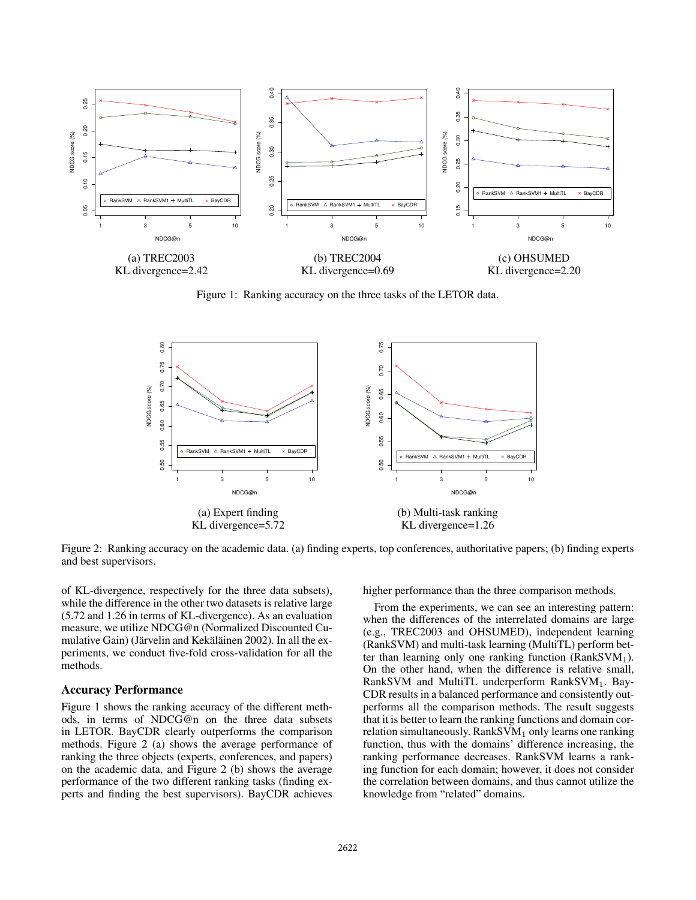(a) TREC2003
KL divergence=2.42

(b) TREC2004
KL divergence=0.69

(c) OHSUMED
KL divergence=2.20

Figure 1: Ranking accuracy on the three tasks of the LETOR data.

(a) Expert finding
KL divergence=5.72

(b) Multi-task ranking
KL divergence=1.26

Figure 2: Ranking accuracy on the academic data. (a) finding experts, top conferences, authoritative papers; (b) finding experts and best supervisors.

of KL-divergence, respectively for the three data subsets), while the difference in the other two datasets is relative large (5.72 and 1.26 in terms of KL-divergence). As an evaluation measure, we utilize NDCG@n (Normalized Discounted Cumulative Gain) (Järvelin and Kekäläinen 2002). In all the experiments, we conduct five-fold cross-validation for all the methods.

## Accuracy Performance

Figure 1 shows the ranking accuracy of the different methods, in terms of NDCG@n on the three data subsets in LETOR. BayCDR clearly outperforms the comparison methods. Figure 2 (a) shows the average performance of ranking the three objects (experts, conferences, and papers) on the academic data, and Figure 2 (b) shows the average performance of the two different ranking tasks (finding experts and finding the best supervisors). BayCDR achieves higher performance than the three comparison methods.

From the experiments, we can see an interesting pattern: when the differences of the interrelated domains are large (e.g., TREC2003 and OHSUMED), independent learning (RankSVM) and multi-task learning (MultiTL) perform better than learning only one ranking function ($\text{RankSVM}_1$). On the other hand, when the difference is relative small, RankSVM and MultiTL underperform $\text{RankSVM}_1$. BayCDR results in a balanced performance and consistently outperforms all the comparison methods. The result suggests that it is better to learn the ranking functions and domain correlation simultaneously. $\text{RankSVM}_1$ only learns one ranking function, thus with the domains' difference increasing, the ranking performance decreases. RankSVM learns a ranking function for each domain; however, it does not consider the correlation between domains, and thus cannot utilize the knowledge from "related" domains.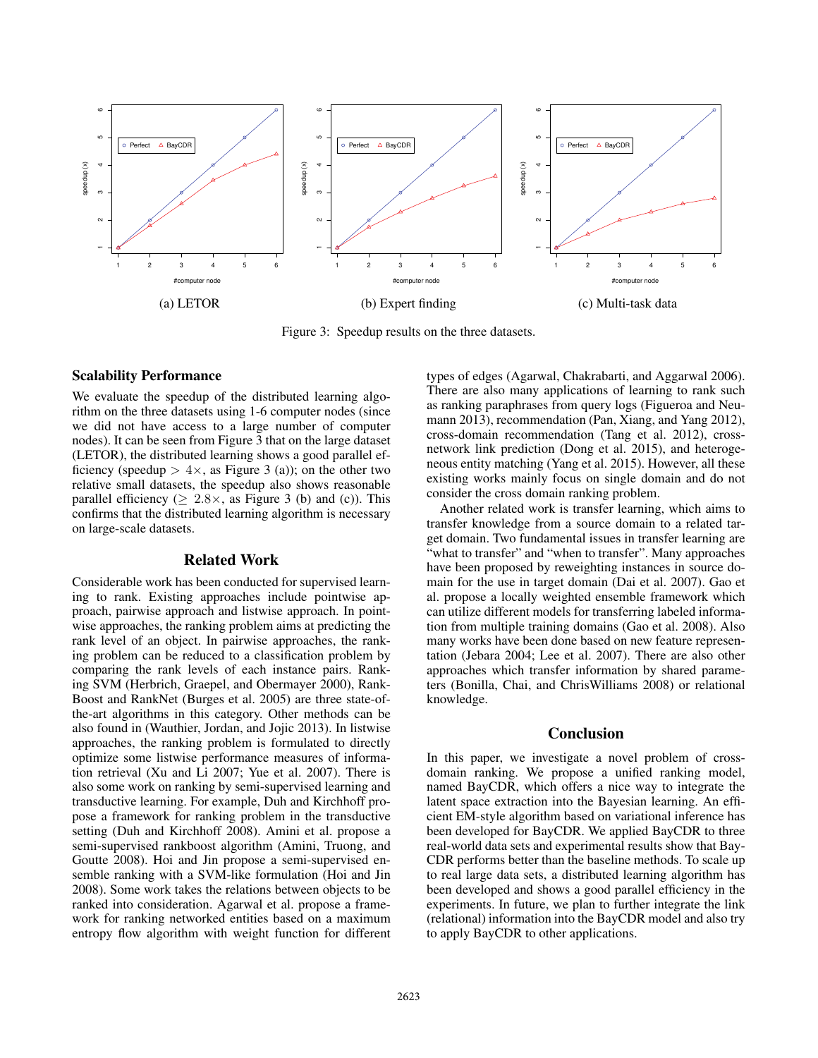(a) LETOR

(b) Expert finding

(c) Multi-task data

Figure 3: Speedup results on the three datasets.

## Scalability Performance

We evaluate the speedup of the distributed learning algorithm on the three datasets using 1-6 computer nodes (since we did not have access to a large number of computer nodes). It can be seen from Figure 3 that on the large dataset (LETOR), the distributed learning shows a good parallel efficiency (speedup $> 4\times$, as Figure 3 (a)); on the other two relative small datasets, the speedup also shows reasonable parallel efficiency ($\geq 2.8\times$, as Figure 3 (b) and (c)). This confirms that the distributed learning algorithm is necessary on large-scale datasets.

## Related Work

Considerable work has been conducted for supervised learning to rank. Existing approaches include pointwise approach, pairwise approach and listwise approach. In pointwise approaches, the ranking problem aims at predicting the rank level of an object. In pairwise approaches, the ranking problem can be reduced to a classification problem by comparing the rank levels of each instance pairs. Ranking SVM (Herbrich, Graepel, and Obermayer 2000), RankBoost and RankNet (Burges et al. 2005) are three state-of-the-art algorithms in this category. Other methods can be also found in (Wauthier, Jordan, and Jojic 2013). In listwise approaches, the ranking problem is formulated to directly optimize some listwise performance measures of information retrieval (Xu and Li 2007; Yue et al. 2007). There is also some work on ranking by semi-supervised learning and transductive learning. For example, Duh and Kirchhoff propose a framework for ranking problem in the transductive setting (Duh and Kirchhoff 2008). Amini et al. propose a semi-supervised rankboost algorithm (Amini, Truong, and Goutte 2008). Hoi and Jin propose a semi-supervised ensemble ranking with a SVM-like formulation (Hoi and Jin 2008). Some work takes the relations between objects to be ranked into consideration. Agarwal et al. propose a framework for ranking networked entities based on a maximum entropy flow algorithm with weight function for different types of edges (Agarwal, Chakrabarti, and Aggarwal 2006). There are also many applications of learning to rank such as ranking paraphrases from query logs (Figueroa and Neumann 2013), recommendation (Pan, Xiang, and Yang 2012), cross-domain recommendation (Tang et al. 2012), cross-network link prediction (Dong et al. 2015), and heterogeneous entity matching (Yang et al. 2015). However, all these existing works mainly focus on single domain and do not consider the cross domain ranking problem.

Another related work is transfer learning, which aims to transfer knowledge from a source domain to a related target domain. Two fundamental issues in transfer learning are "what to transfer" and "when to transfer". Many approaches have been proposed by reweighting instances in source domain for the use in target domain (Dai et al. 2007). Gao et al. propose a locally weighted ensemble framework which can utilize different models for transferring labeled information from multiple training domains (Gao et al. 2008). Also many works have been done based on new feature representation (Jebara 2004; Lee et al. 2007). There are also other approaches which transfer information by shared parameters (Bonilla, Chai, and ChrisWilliams 2008) or relational knowledge.

## Conclusion

In this paper, we investigate a novel problem of cross-domain ranking. We propose a unified ranking model, named BayCDR, which offers a nice way to integrate the latent space extraction into the Bayesian learning. An efficient EM-style algorithm based on variational inference has been developed for BayCDR. We applied BayCDR to three real-world data sets and experimental results show that BayCDR performs better than the baseline methods. To scale up to real large data sets, a distributed learning algorithm has been developed and shows a good parallel efficiency in the experiments. In future, we plan to further integrate the link (relational) information into the BayCDR model and also try to apply BayCDR to other applications.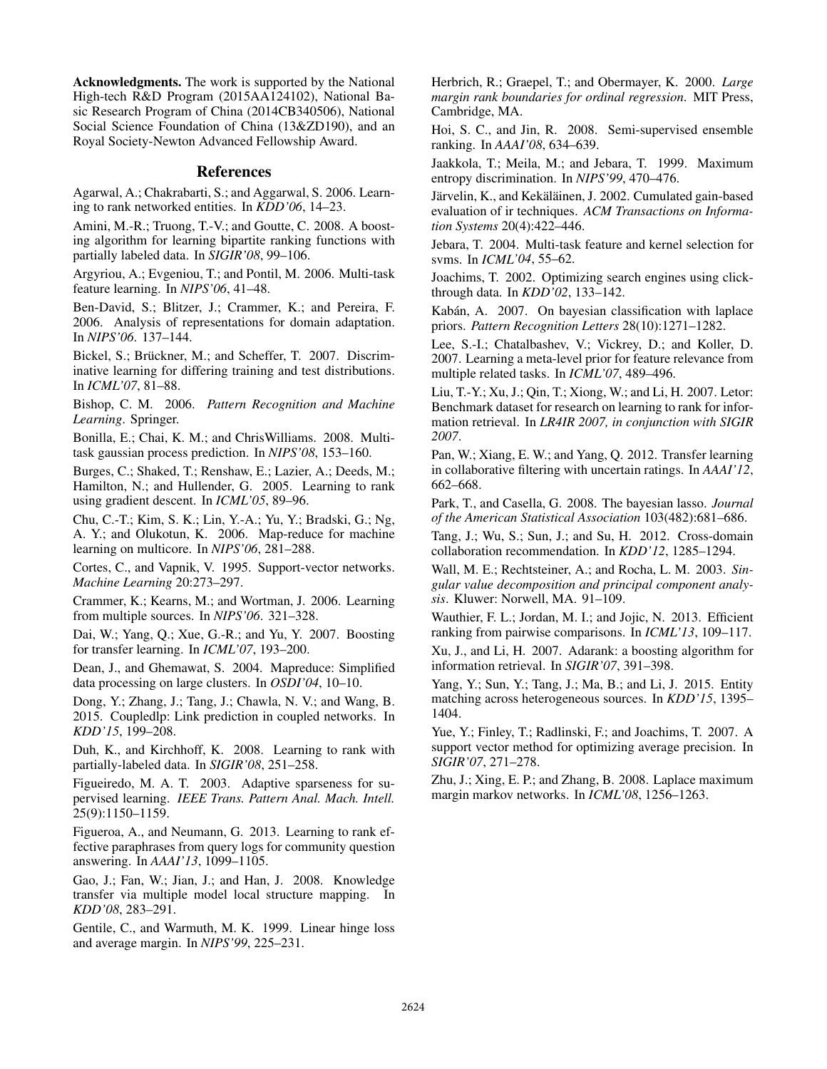**Acknowledgments.** The work is supported by the National High-tech R&D Program (2015AA124102), National Basic Research Program of China (2014CB340506), National Social Science Foundation of China (13&ZD190), and an Royal Society-Newton Advanced Fellowship Award.

## References

Agarwal, A.; Chakrabarti, S.; and Aggarwal, S. 2006. Learning to rank networked entities. In *KDD'06*, 14–23.

Amini, M.-R.; Truong, T.-V.; and Goutte, C. 2008. A boosting algorithm for learning bipartite ranking functions with partially labeled data. In *SIGIR'08*, 99–106.

Argyriou, A.; Evgeniou, T.; and Pontil, M. 2006. Multi-task feature learning. In *NIPS'06*, 41–48.

Ben-David, S.; Blitzer, J.; Crammer, K.; and Pereira, F. 2006. Analysis of representations for domain adaptation. In *NIPS'06*. 137–144.

Bickel, S.; Brückner, M.; and Scheffer, T. 2007. Discriminative learning for differing training and test distributions. In *ICML'07*, 81–88.

Bishop, C. M. 2006. *Pattern Recognition and Machine Learning*. Springer.

Bonilla, E.; Chai, K. M.; and ChrisWilliams. 2008. Multi-task gaussian process prediction. In *NIPS'08*, 153–160.

Burges, C.; Shaked, T.; Renshaw, E.; Lazier, A.; Deeds, M.; Hamilton, N.; and Hullender, G. 2005. Learning to rank using gradient descent. In *ICML'05*, 89–96.

Chu, C.-T.; Kim, S. K.; Lin, Y.-A.; Yu, Y.; Bradski, G.; Ng, A. Y.; and Olukotun, K. 2006. Map-reduce for machine learning on multicore. In *NIPS'06*, 281–288.

Cortes, C., and Vapnik, V. 1995. Support-vector networks. *Machine Learning* 20:273–297.

Crammer, K.; Kearns, M.; and Wortman, J. 2006. Learning from multiple sources. In *NIPS'06*. 321–328.

Dai, W.; Yang, Q.; Xue, G.-R.; and Yu, Y. 2007. Boosting for transfer learning. In *ICML'07*, 193–200.

Dean, J., and Ghemawat, S. 2004. Mapreduce: Simplified data processing on large clusters. In *OSDI'04*, 10–10.

Dong, Y.; Zhang, J.; Tang, J.; Chawla, N. V.; and Wang, B. 2015. Coupledlp: Link prediction in coupled networks. In *KDD'15*, 199–208.

Duh, K., and Kirchhoff, K. 2008. Learning to rank with partially-labeled data. In *SIGIR'08*, 251–258.

Figueiredo, M. A. T. 2003. Adaptive sparseness for supervised learning. *IEEE Trans. Pattern Anal. Mach. Intell.* 25(9):1150–1159.

Figueroa, A., and Neumann, G. 2013. Learning to rank effective paraphrases from query logs for community question answering. In *AAAI'13*, 1099–1105.

Gao, J.; Fan, W.; Jian, J.; and Han, J. 2008. Knowledge transfer via multiple model local structure mapping. In *KDD'08*, 283–291.

Gentile, C., and Warmuth, M. K. 1999. Linear hinge loss and average margin. In *NIPS'99*, 225–231.

Herbrich, R.; Graepel, T.; and Obermayer, K. 2000. *Large margin rank boundaries for ordinal regression*. MIT Press, Cambridge, MA.

Hoi, S. C., and Jin, R. 2008. Semi-supervised ensemble ranking. In *AAAI'08*, 634–639.

Jaakkola, T.; Meila, M.; and Jebara, T. 1999. Maximum entropy discrimination. In *NIPS'99*, 470–476.

Järvelin, K., and Kekäläinen, J. 2002. Cumulated gain-based evaluation of ir techniques. *ACM Transactions on Information Systems* 20(4):422–446.

Jebara, T. 2004. Multi-task feature and kernel selection for svms. In *ICML'04*, 55–62.

Joachims, T. 2002. Optimizing search engines using clickthrough data. In *KDD'02*, 133–142.

Kabán, A. 2007. On bayesian classification with laplace priors. *Pattern Recognition Letters* 28(10):1271–1282.

Lee, S.-I.; Chatalbashev, V.; Vickrey, D.; and Koller, D. 2007. Learning a meta-level prior for feature relevance from multiple related tasks. In *ICML'07*, 489–496.

Liu, T.-Y.; Xu, J.; Qin, T.; Xiong, W.; and Li, H. 2007. Letor: Benchmark dataset for research on learning to rank for information retrieval. In *LR4IR 2007, in conjunction with SIGIR 2007*.

Pan, W.; Xiang, E. W.; and Yang, Q. 2012. Transfer learning in collaborative filtering with uncertain ratings. In *AAAI'12*, 662–668.

Park, T., and Casella, G. 2008. The bayesian lasso. *Journal of the American Statistical Association* 103(482):681–686.

Tang, J.; Wu, S.; Sun, J.; and Su, H. 2012. Cross-domain collaboration recommendation. In *KDD'12*, 1285–1294.

Wall, M. E.; Rechtsteiner, A.; and Rocha, L. M. 2003. *Singular value decomposition and principal component analysis*. Kluwer: Norwell, MA. 91–109.

Wauthier, F. L.; Jordan, M. I.; and Jojic, N. 2013. Efficient ranking from pairwise comparisons. In *ICML'13*, 109–117.

Xu, J., and Li, H. 2007. Adarank: a boosting algorithm for information retrieval. In *SIGIR'07*, 391–398.

Yang, Y.; Sun, Y.; Tang, J.; Ma, B.; and Li, J. 2015. Entity matching across heterogeneous sources. In *KDD'15*, 1395–1404.

Yue, Y.; Finley, T.; Radlinski, F.; and Joachims, T. 2007. A support vector method for optimizing average precision. In *SIGIR'07*, 271–278.

Zhu, J.; Xing, E. P.; and Zhang, B. 2008. Laplace maximum margin markov networks. In *ICML'08*, 1256–1263.